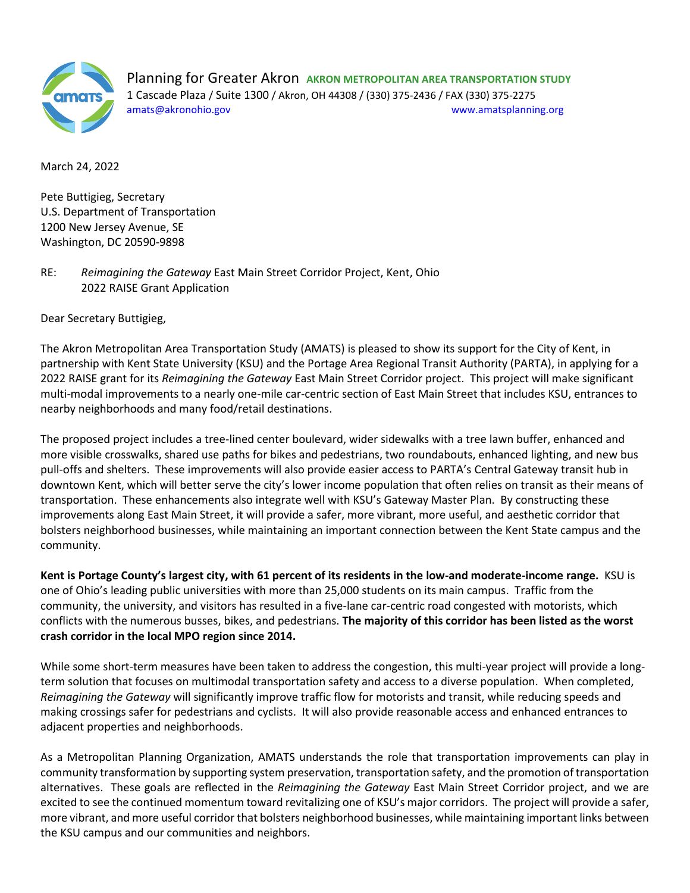Planning for Greater Akron **AKRON METROPOLITAN AREA TRANSPORTATION STUDY**
1 Cascade Plaza / Suite 1300 / Akron, OH 44308 / (330) 375-2436 / FAX (330) 375-2275
amats@akronohio.gov www.amatsplanning.org

March 24, 2022

Pete Buttigieg, Secretary
U.S. Department of Transportation
1200 New Jersey Avenue, SE
Washington, DC 20590-9898

RE: *Reimagining the Gateway* East Main Street Corridor Project, Kent, Ohio
2022 RAISE Grant Application

Dear Secretary Buttigieg,

The Akron Metropolitan Area Transportation Study (AMATS) is pleased to show its support for the City of Kent, in partnership with Kent State University (KSU) and the Portage Area Regional Transit Authority (PARTA), in applying for a 2022 RAISE grant for its *Reimagining the Gateway* East Main Street Corridor project. This project will make significant multi-modal improvements to a nearly one-mile car-centric section of East Main Street that includes KSU, entrances to nearby neighborhoods and many food/retail destinations.

The proposed project includes a tree-lined center boulevard, wider sidewalks with a tree lawn buffer, enhanced and more visible crosswalks, shared use paths for bikes and pedestrians, two roundabouts, enhanced lighting, and new bus pull-offs and shelters. These improvements will also provide easier access to PARTA's Central Gateway transit hub in downtown Kent, which will better serve the city's lower income population that often relies on transit as their means of transportation. These enhancements also integrate well with KSU's Gateway Master Plan. By constructing these improvements along East Main Street, it will provide a safer, more vibrant, more useful, and aesthetic corridor that bolsters neighborhood businesses, while maintaining an important connection between the Kent State campus and the community.

**Kent is Portage County's largest city, with 61 percent of its residents in the low-and moderate-income range.** KSU is one of Ohio's leading public universities with more than 25,000 students on its main campus. Traffic from the community, the university, and visitors has resulted in a five-lane car-centric road congested with motorists, which conflicts with the numerous busses, bikes, and pedestrians. **The majority of this corridor has been listed as the worst crash corridor in the local MPO region since 2014.**

While some short-term measures have been taken to address the congestion, this multi-year project will provide a long-term solution that focuses on multimodal transportation safety and access to a diverse population. When completed, *Reimagining the Gateway* will significantly improve traffic flow for motorists and transit, while reducing speeds and making crossings safer for pedestrians and cyclists. It will also provide reasonable access and enhanced entrances to adjacent properties and neighborhoods.

As a Metropolitan Planning Organization, AMATS understands the role that transportation improvements can play in community transformation by supporting system preservation, transportation safety, and the promotion of transportation alternatives. These goals are reflected in the *Reimagining the Gateway* East Main Street Corridor project, and we are excited to see the continued momentum toward revitalizing one of KSU's major corridors. The project will provide a safer, more vibrant, and more useful corridor that bolsters neighborhood businesses, while maintaining important links between the KSU campus and our communities and neighbors.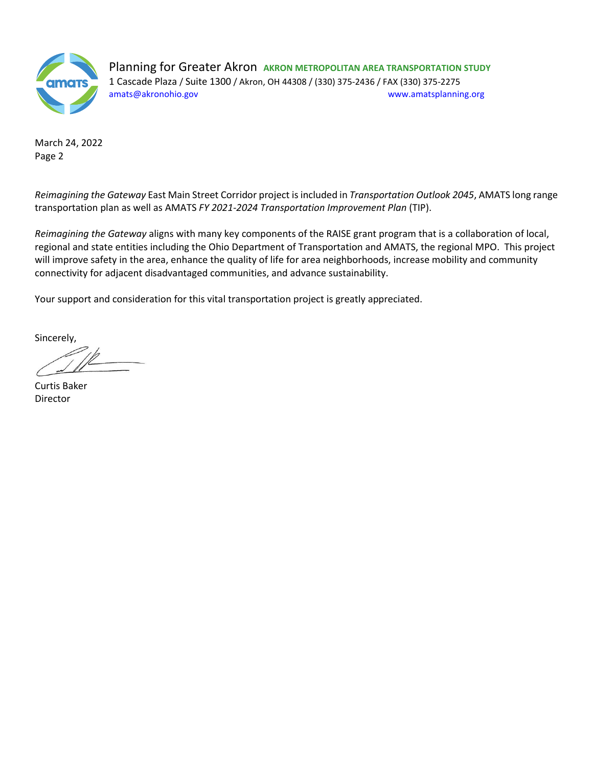Planning for Greater Akron **AKRON METROPOLITAN AREA TRANSPORTATION STUDY**
1 Cascade Plaza / Suite 1300 / Akron, OH 44308 / (330) 375-2436 / FAX (330) 375-2275
amats@akronohio.gov www.amatsplanning.org

March 24, 2022
Page 2

*Reimagining the Gateway* East Main Street Corridor project is included in *Transportation Outlook 2045*, AMATS long range transportation plan as well as AMATS *FY 2021-2024 Transportation Improvement Plan* (TIP).

*Reimagining the Gateway* aligns with many key components of the RAISE grant program that is a collaboration of local, regional and state entities including the Ohio Department of Transportation and AMATS, the regional MPO. This project will improve safety in the area, enhance the quality of life for area neighborhoods, increase mobility and community connectivity for adjacent disadvantaged communities, and advance sustainability.

Your support and consideration for this vital transportation project is greatly appreciated.

Sincerely,

Curtis Baker
Director